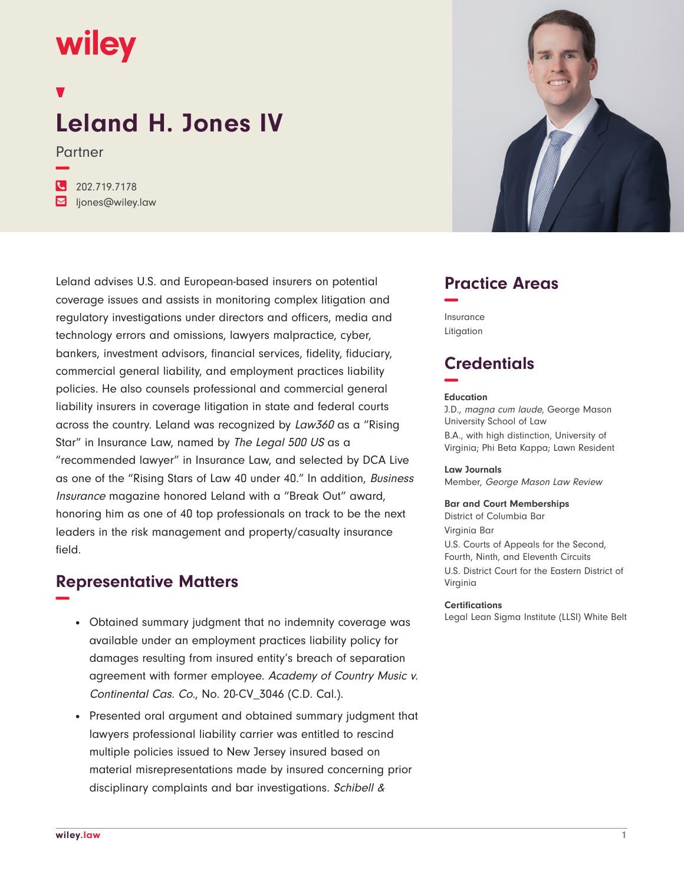wiley

# Leland H. Jones IV

Partner

202.719.7178
ljones@wiley.law

Leland advises U.S. and European-based insurers on potential coverage issues and assists in monitoring complex litigation and regulatory investigations under directors and officers, media and technology errors and omissions, lawyers malpractice, cyber, bankers, investment advisors, financial services, fidelity, fiduciary, commercial general liability, and employment practices liability policies. He also counsels professional and commercial general liability insurers in coverage litigation in state and federal courts across the country. Leland was recognized by *Law360* as a "Rising Star" in Insurance Law, named by *The Legal 500 US* as a "recommended lawyer" in Insurance Law, and selected by DCA Live as one of the "Rising Stars of Law 40 under 40." In addition, *Business Insurance* magazine honored Leland with a "Break Out" award, honoring him as one of 40 top professionals on track to be the next leaders in the risk management and property/casualty insurance field.

## Representative Matters

- Obtained summary judgment that no indemnity coverage was available under an employment practices liability policy for damages resulting from insured entity's breach of separation agreement with former employee. *Academy of Country Music v. Continental Cas. Co.*, No. 20-CV_3046 (C.D. Cal.).
- Presented oral argument and obtained summary judgment that lawyers professional liability carrier was entitled to rescind multiple policies issued to New Jersey insured based on material misrepresentations made by insured concerning prior disciplinary complaints and bar investigations. *Schibell &*

## Practice Areas

Insurance
Litigation

## Credentials

### Education

J.D., *magna cum laude*, George Mason University School of Law

B.A., with high distinction, University of Virginia; Phi Beta Kappa; Lawn Resident

### Law Journals

Member, *George Mason Law Review*

### Bar and Court Memberships

District of Columbia Bar

Virginia Bar

U.S. Courts of Appeals for the Second, Fourth, Ninth, and Eleventh Circuits

U.S. District Court for the Eastern District of Virginia

### Certifications

Legal Lean Sigma Institute (LLSI) White Belt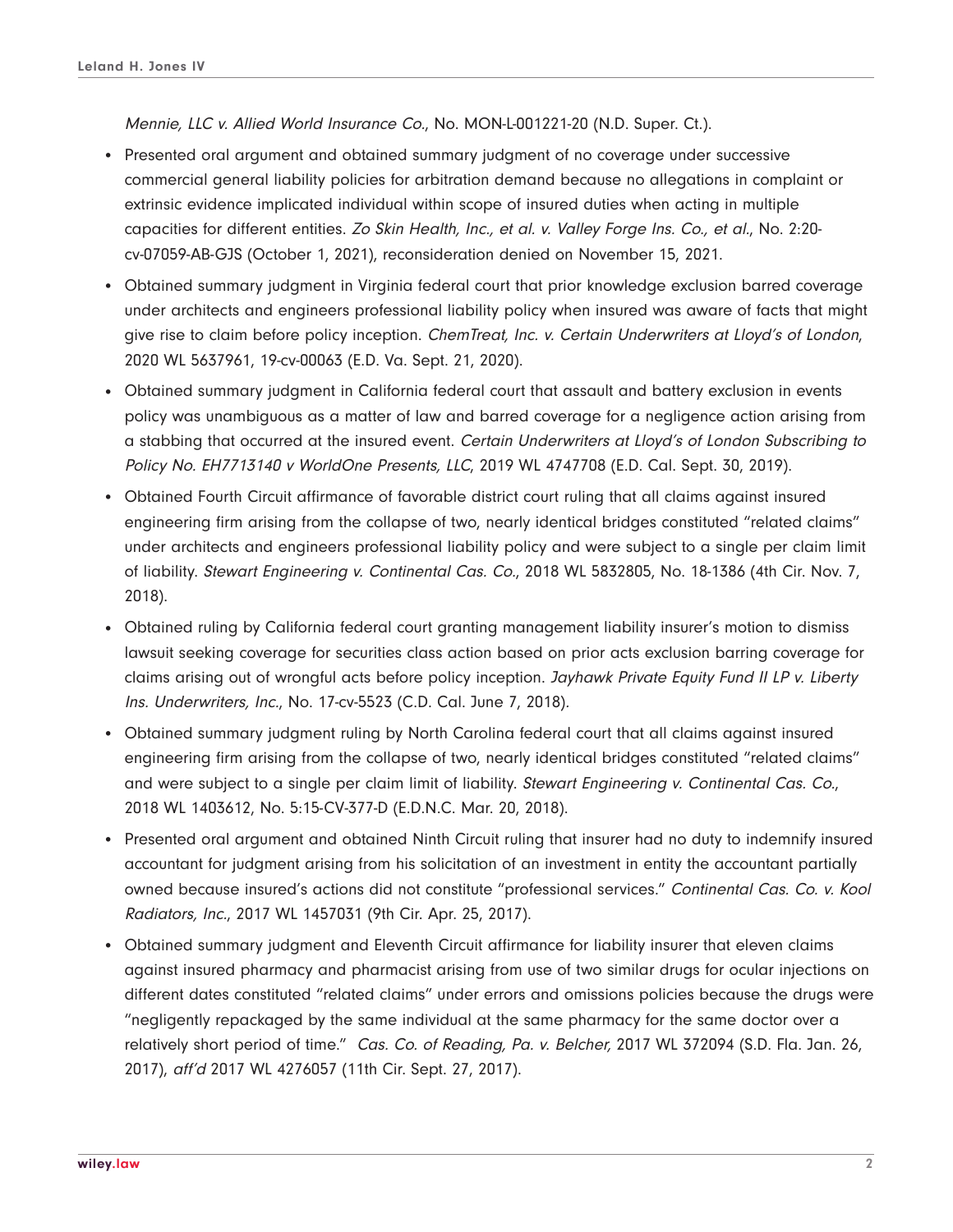*Mennie, LLC v. Allied World Insurance Co.*, No. MON-L-001221-20 (N.D. Super. Ct.).

- Presented oral argument and obtained summary judgment of no coverage under successive commercial general liability policies for arbitration demand because no allegations in complaint or extrinsic evidence implicated individual within scope of insured duties when acting in multiple capacities for different entities. *Zo Skin Health, Inc., et al. v. Valley Forge Ins. Co., et al.*, No. 2:20-cv-07059-AB-GJS (October 1, 2021), reconsideration denied on November 15, 2021.
- Obtained summary judgment in Virginia federal court that prior knowledge exclusion barred coverage under architects and engineers professional liability policy when insured was aware of facts that might give rise to claim before policy inception. *ChemTreat, Inc. v. Certain Underwriters at Lloyd's of London*, 2020 WL 5637961, 19-cv-00063 (E.D. Va. Sept. 21, 2020).
- Obtained summary judgment in California federal court that assault and battery exclusion in events policy was unambiguous as a matter of law and barred coverage for a negligence action arising from a stabbing that occurred at the insured event. *Certain Underwriters at Lloyd's of London Subscribing to Policy No. EH7713140 v WorldOne Presents, LLC*, 2019 WL 4747708 (E.D. Cal. Sept. 30, 2019).
- Obtained Fourth Circuit affirmance of favorable district court ruling that all claims against insured engineering firm arising from the collapse of two, nearly identical bridges constituted "related claims" under architects and engineers professional liability policy and were subject to a single per claim limit of liability. *Stewart Engineering v. Continental Cas. Co.*, 2018 WL 5832805, No. 18-1386 (4th Cir. Nov. 7, 2018).
- Obtained ruling by California federal court granting management liability insurer's motion to dismiss lawsuit seeking coverage for securities class action based on prior acts exclusion barring coverage for claims arising out of wrongful acts before policy inception. *Jayhawk Private Equity Fund II LP v. Liberty Ins. Underwriters, Inc.*, No. 17-cv-5523 (C.D. Cal. June 7, 2018).
- Obtained summary judgment ruling by North Carolina federal court that all claims against insured engineering firm arising from the collapse of two, nearly identical bridges constituted "related claims" and were subject to a single per claim limit of liability. *Stewart Engineering v. Continental Cas. Co.*, 2018 WL 1403612, No. 5:15-CV-377-D (E.D.N.C. Mar. 20, 2018).
- Presented oral argument and obtained Ninth Circuit ruling that insurer had no duty to indemnify insured accountant for judgment arising from his solicitation of an investment in entity the accountant partially owned because insured's actions did not constitute "professional services." *Continental Cas. Co. v. Kool Radiators, Inc.*, 2017 WL 1457031 (9th Cir. Apr. 25, 2017).
- Obtained summary judgment and Eleventh Circuit affirmance for liability insurer that eleven claims against insured pharmacy and pharmacist arising from use of two similar drugs for ocular injections on different dates constituted "related claims" under errors and omissions policies because the drugs were "negligently repackaged by the same individual at the same pharmacy for the same doctor over a relatively short period of time." *Cas. Co. of Reading, Pa. v. Belcher,* 2017 WL 372094 (S.D. Fla. Jan. 26, 2017), *aff'd* 2017 WL 4276057 (11th Cir. Sept. 27, 2017).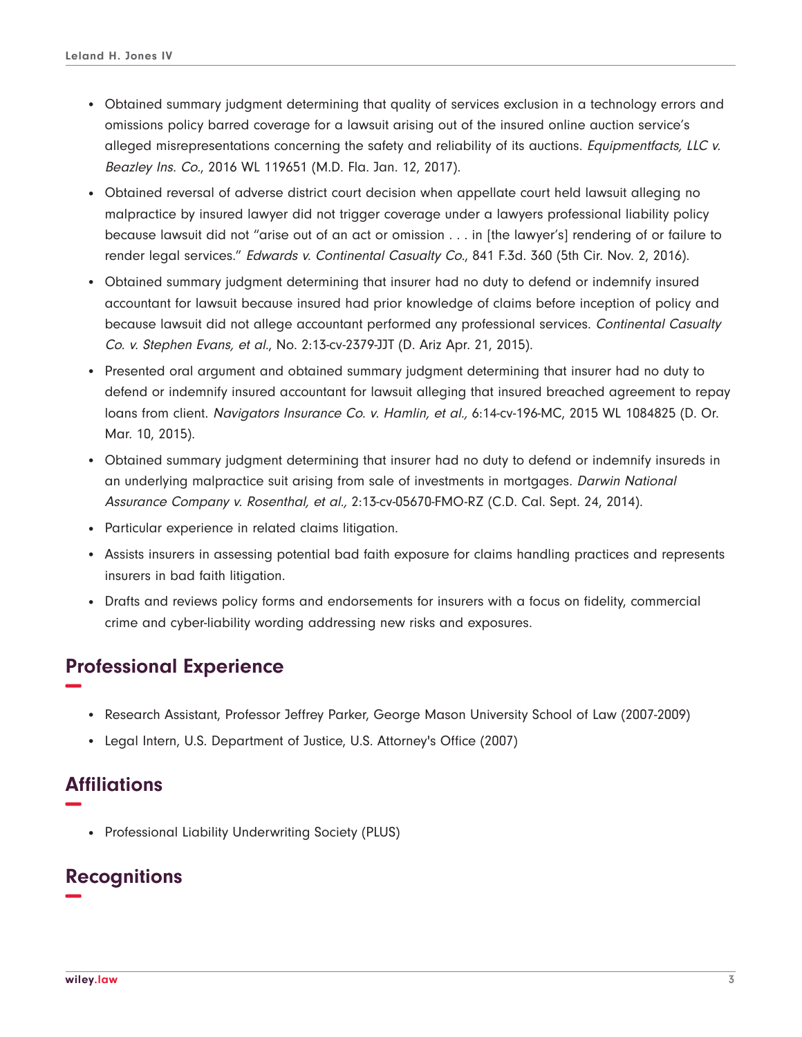- Obtained summary judgment determining that quality of services exclusion in a technology errors and omissions policy barred coverage for a lawsuit arising out of the insured online auction service's alleged misrepresentations concerning the safety and reliability of its auctions. *Equipmentfacts, LLC v. Beazley Ins. Co.*, 2016 WL 119651 (M.D. Fla. Jan. 12, 2017).
- Obtained reversal of adverse district court decision when appellate court held lawsuit alleging no malpractice by insured lawyer did not trigger coverage under a lawyers professional liability policy because lawsuit did not "arise out of an act or omission . . . in [the lawyer's] rendering of or failure to render legal services." *Edwards v. Continental Casualty Co.*, 841 F.3d. 360 (5th Cir. Nov. 2, 2016).
- Obtained summary judgment determining that insurer had no duty to defend or indemnify insured accountant for lawsuit because insured had prior knowledge of claims before inception of policy and because lawsuit did not allege accountant performed any professional services. *Continental Casualty Co. v. Stephen Evans, et al.*, No. 2:13-cv-2379-JJT (D. Ariz Apr. 21, 2015).
- Presented oral argument and obtained summary judgment determining that insurer had no duty to defend or indemnify insured accountant for lawsuit alleging that insured breached agreement to repay loans from client. *Navigators Insurance Co. v. Hamlin, et al.,* 6:14-cv-196-MC, 2015 WL 1084825 (D. Or. Mar. 10, 2015).
- Obtained summary judgment determining that insurer had no duty to defend or indemnify insureds in an underlying malpractice suit arising from sale of investments in mortgages. *Darwin National Assurance Company v. Rosenthal, et al.,* 2:13-cv-05670-FMO-RZ (C.D. Cal. Sept. 24, 2014).
- Particular experience in related claims litigation.
- Assists insurers in assessing potential bad faith exposure for claims handling practices and represents insurers in bad faith litigation.
- Drafts and reviews policy forms and endorsements for insurers with a focus on fidelity, commercial crime and cyber-liability wording addressing new risks and exposures.

## Professional Experience

- Research Assistant, Professor Jeffrey Parker, George Mason University School of Law (2007-2009)
- Legal Intern, U.S. Department of Justice, U.S. Attorney's Office (2007)

## Affiliations

- Professional Liability Underwriting Society (PLUS)

## Recognitions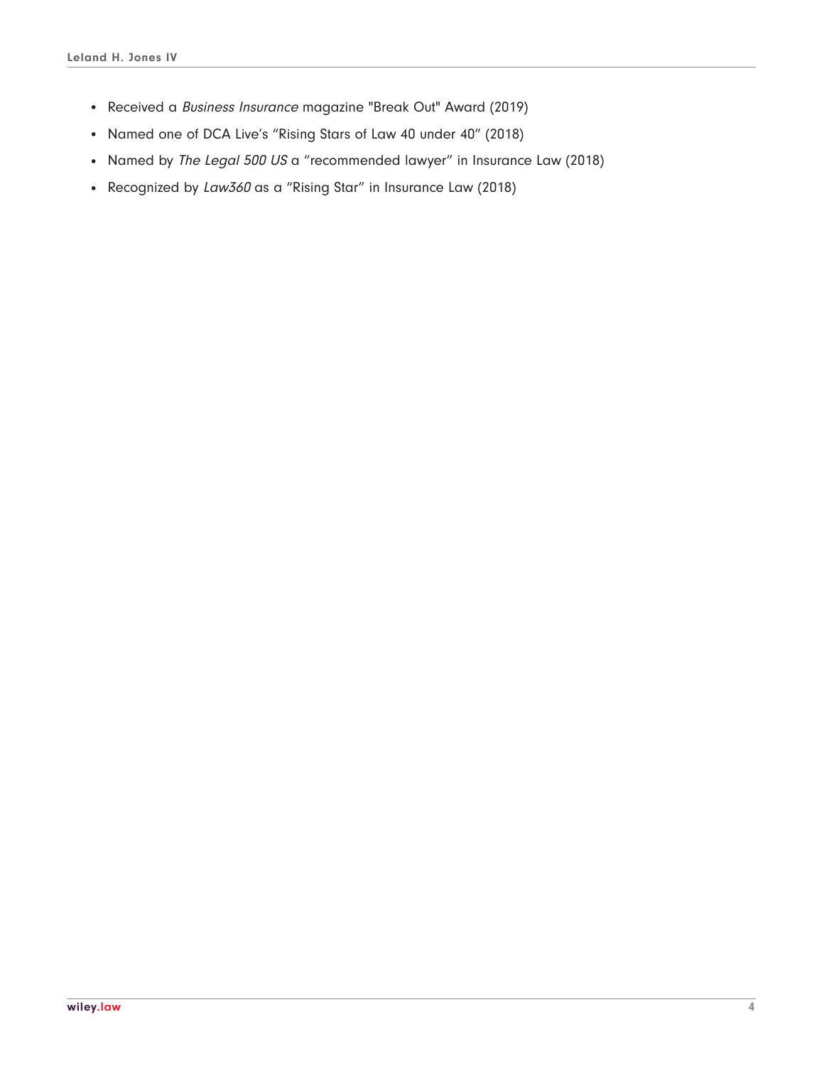- Received a *Business Insurance* magazine "Break Out" Award (2019)
- Named one of DCA Live's "Rising Stars of Law 40 under 40" (2018)
- Named by *The Legal 500 US* a "recommended lawyer" in Insurance Law (2018)
- Recognized by *Law360* as a "Rising Star" in Insurance Law (2018)